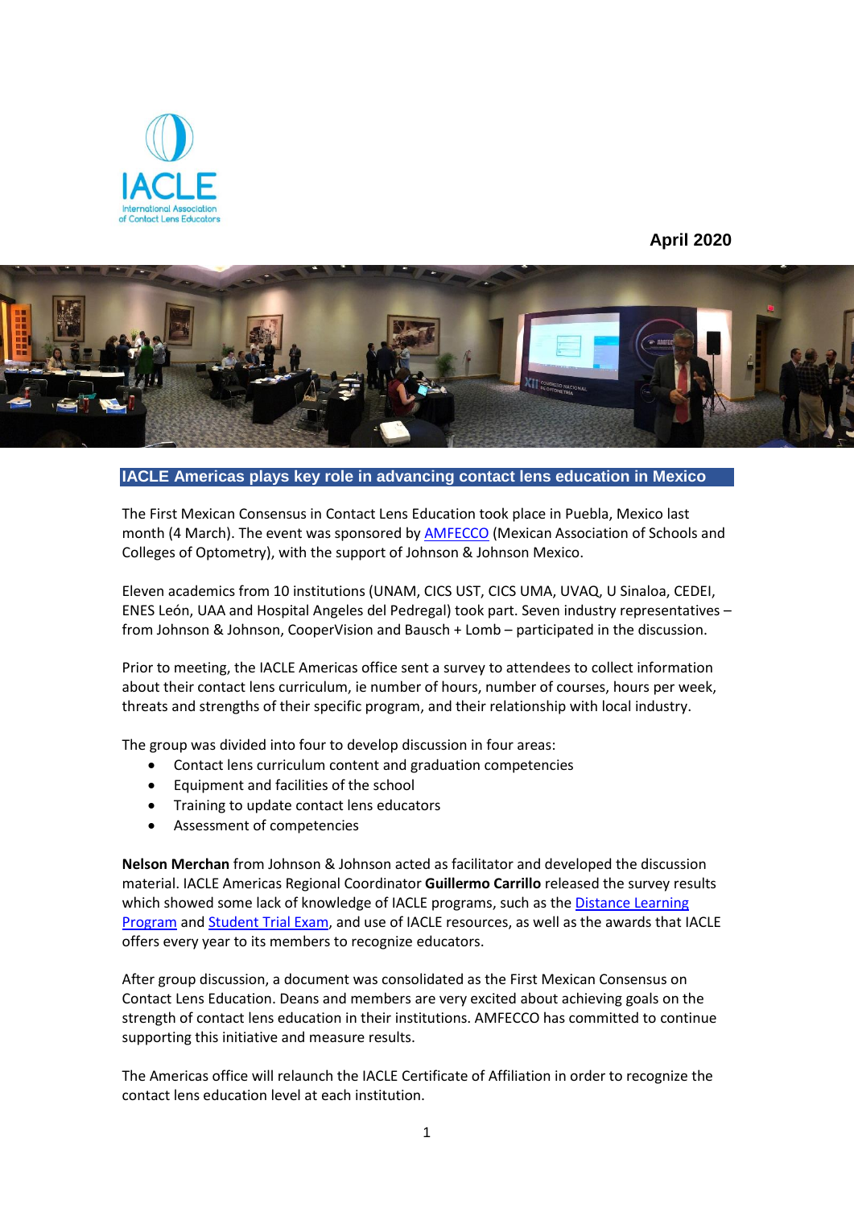April 2020

## IACLE Americas plays key role in advancing contact lens education in Mexico

The First Mexican Consensus in Contact Lens Education took place in Puebla, Mexico last month (4 March). The event was sponsored by [AMFECCO](AMFECCO) (Mexican Association of Schools and Colleges of Optometry), with the support of Johnson & Johnson Mexico.

Eleven academics from 10 institutions (UNAM, CICS UST, CICS UMA, UVAQ, U Sinaloa, CEDEI, ENES León, UAA and Hospital Angeles del Pedregal) took part. Seven industry representatives – from Johnson & Johnson, CooperVision and Bausch + Lomb – participated in the discussion.

Prior to meeting, the IACLE Americas office sent a survey to attendees to collect information about their contact lens curriculum, ie number of hours, number of courses, hours per week, threats and strengths of their specific program, and their relationship with local industry.

The group was divided into four to develop discussion in four areas:

- Contact lens curriculum content and graduation competencies
- Equipment and facilities of the school
- Training to update contact lens educators
- Assessment of competencies

**Nelson Merchan** from Johnson & Johnson acted as facilitator and developed the discussion material. IACLE Americas Regional Coordinator **Guillermo Carrillo** released the survey results which showed some lack of knowledge of IACLE programs, such as the Distance Learning Program and Student Trial Exam, and use of IACLE resources, as well as the awards that IACLE offers every year to its members to recognize educators.

After group discussion, a document was consolidated as the First Mexican Consensus on Contact Lens Education. Deans and members are very excited about achieving goals on the strength of contact lens education in their institutions. AMFECCO has committed to continue supporting this initiative and measure results.

The Americas office will relaunch the IACLE Certificate of Affiliation in order to recognize the contact lens education level at each institution.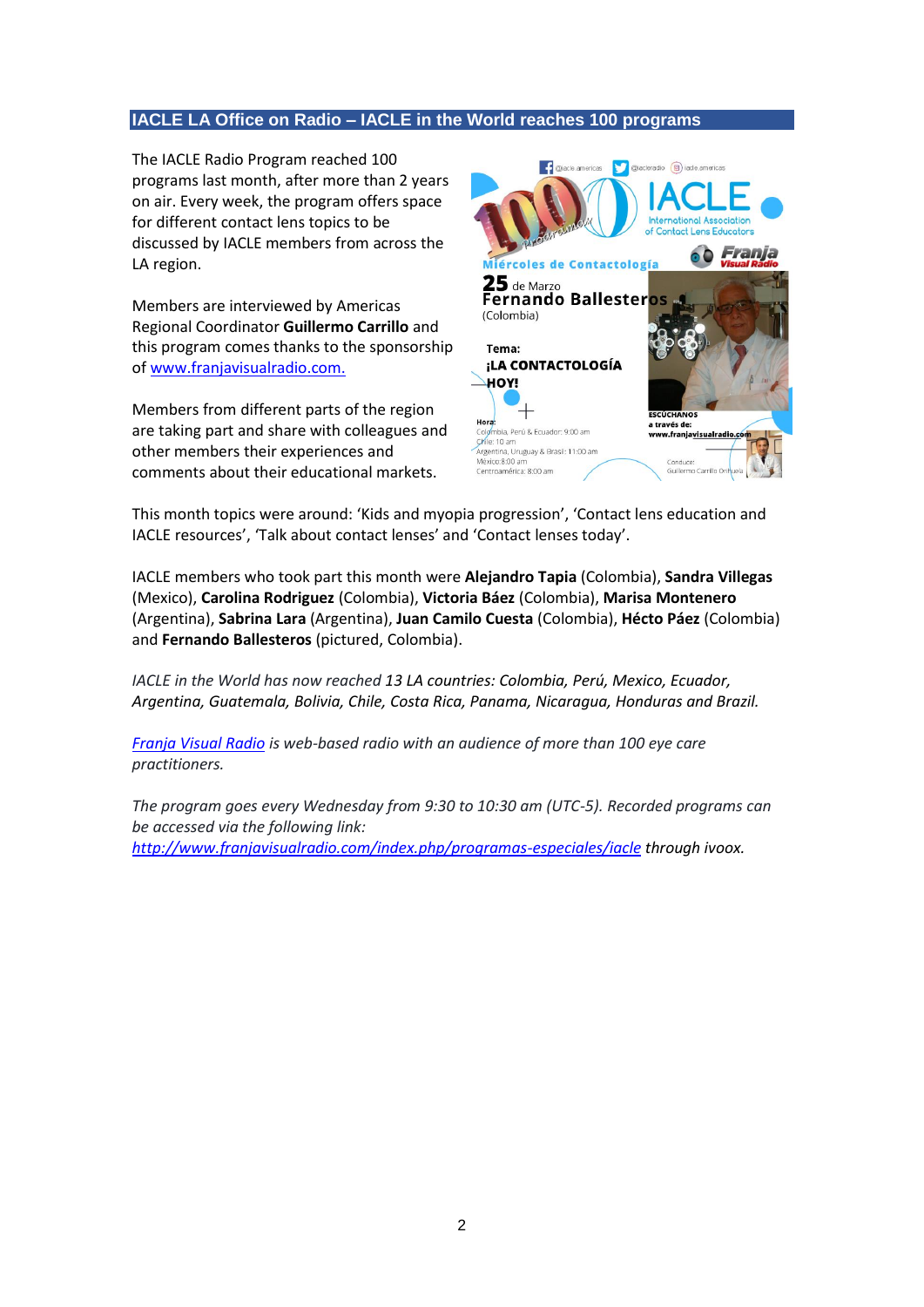## IACLE LA Office on Radio – IACLE in the World reaches 100 programs

The IACLE Radio Program reached 100 programs last month, after more than 2 years on air. Every week, the program offers space for different contact lens topics to be discussed by IACLE members from across the LA region.

Members are interviewed by Americas Regional Coordinator **Guillermo Carrillo** and this program comes thanks to the sponsorship of [www.franjavisualradio.com.](http://www.franjavisualradio.com)

Members from different parts of the region are taking part and share with colleagues and other members their experiences and comments about their educational markets.

This month topics were around: 'Kids and myopia progression', 'Contact lens education and IACLE resources', 'Talk about contact lenses' and 'Contact lenses today'.

IACLE members who took part this month were **Alejandro Tapia** (Colombia), **Sandra Villegas** (Mexico), **Carolina Rodriguez** (Colombia), **Victoria Báez** (Colombia), **Marisa Montenero** (Argentina), **Sabrina Lara** (Argentina), **Juan Camilo Cuesta** (Colombia), **Hécto Páez** (Colombia) and **Fernando Ballesteros** (pictured, Colombia).

*IACLE in the World has now reached 13 LA countries: Colombia, Perú, Mexico, Ecuador, Argentina, Guatemala, Bolivia, Chile, Costa Rica, Panama, Nicaragua, Honduras and Brazil.*

*[Franja Visual Radio](http://www.franjavisualradio.com) is web-based radio with an audience of more than 100 eye care practitioners.*

*The program goes every Wednesday from 9:30 to 10:30 am (UTC-5). Recorded programs can be accessed via the following link: [http://www.franjavisualradio.com/index.php/programas-especiales/iacle](http://www.franjavisualradio.com/index.php/programas-especiales/iacle) through ivoox.*